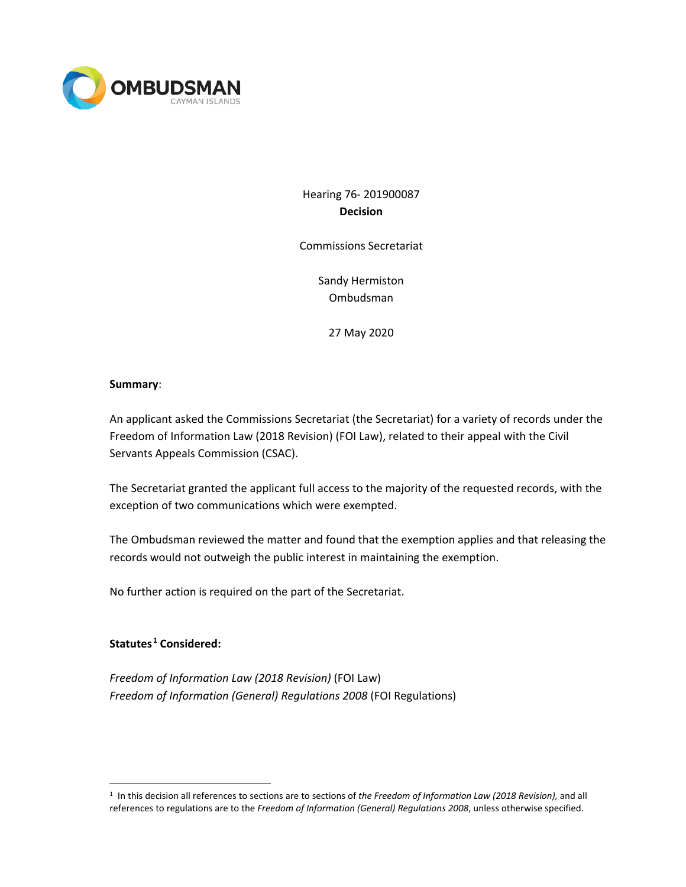OMBUDSMAN
CAYMAN ISLANDS

Hearing 76- 201900087

**Decision**

Commissions Secretariat

Sandy Hermiston
Ombudsman

27 May 2020

**Summary**:

An applicant asked the Commissions Secretariat (the Secretariat) for a variety of records under the Freedom of Information Law (2018 Revision) (FOI Law), related to their appeal with the Civil Servants Appeals Commission (CSAC).

The Secretariat granted the applicant full access to the majority of the requested records, with the exception of two communications which were exempted.

The Ombudsman reviewed the matter and found that the exemption applies and that releasing the records would not outweigh the public interest in maintaining the exemption.

No further action is required on the part of the Secretariat.

**Statutes[1] Considered:**

*Freedom of Information Law (2018 Revision)* (FOI Law)
*Freedom of Information (General) Regulations 2008* (FOI Regulations)

---

[1] In this decision all references to sections are to sections of *the Freedom of Information Law (2018 Revision),* and all references to regulations are to the *Freedom of Information (General) Regulations 2008*, unless otherwise specified.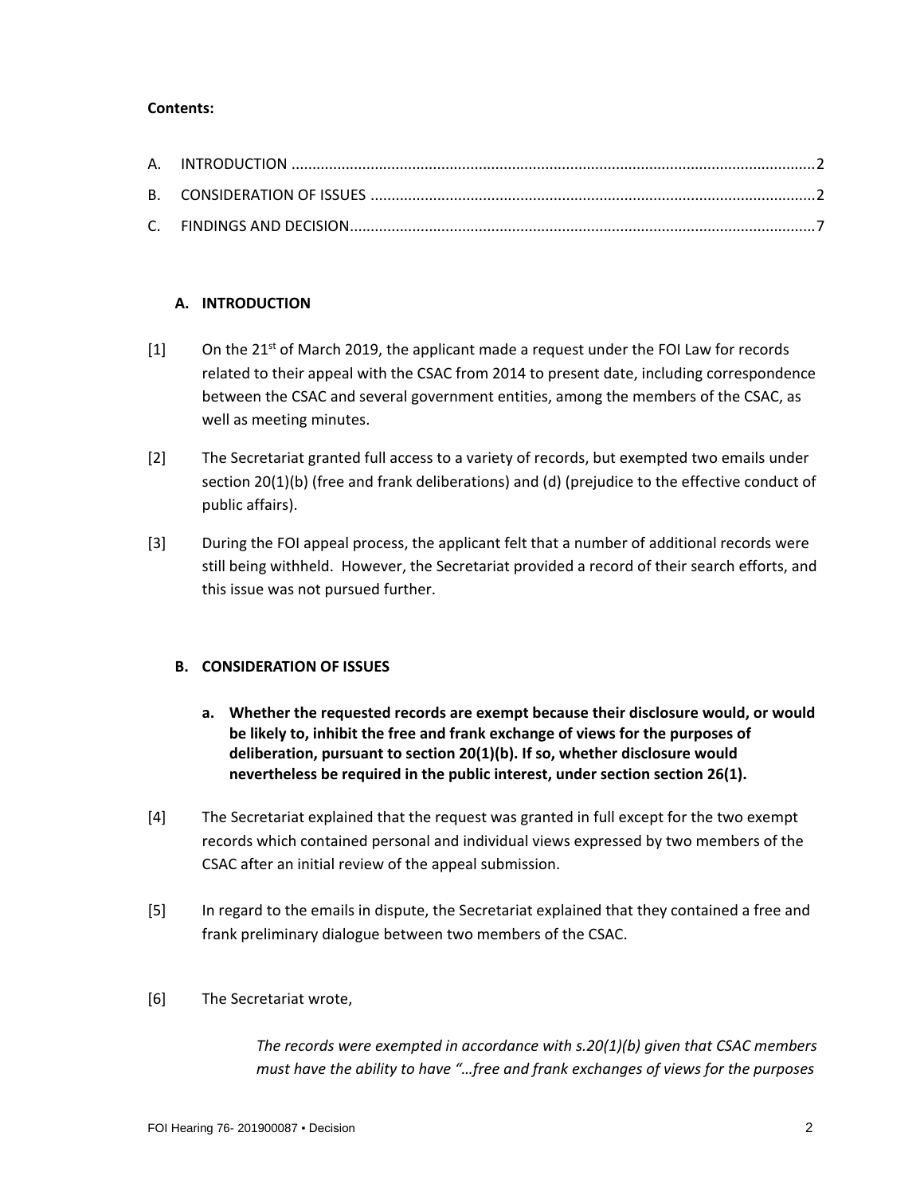**Contents:**

A. INTRODUCTION .......... 2

B. CONSIDERATION OF ISSUES .......... 2

C. FINDINGS AND DECISION .......... 7

## A. INTRODUCTION

[1] On the 21st of March 2019, the applicant made a request under the FOI Law for records related to their appeal with the CSAC from 2014 to present date, including correspondence between the CSAC and several government entities, among the members of the CSAC, as well as meeting minutes.

[2] The Secretariat granted full access to a variety of records, but exempted two emails under section 20(1)(b) (free and frank deliberations) and (d) (prejudice to the effective conduct of public affairs).

[3] During the FOI appeal process, the applicant felt that a number of additional records were still being withheld. However, the Secretariat provided a record of their search efforts, and this issue was not pursued further.

## B. CONSIDERATION OF ISSUES

### a. Whether the requested records are exempt because their disclosure would, or would be likely to, inhibit the free and frank exchange of views for the purposes of deliberation, pursuant to section 20(1)(b). If so, whether disclosure would nevertheless be required in the public interest, under section section 26(1).

[4] The Secretariat explained that the request was granted in full except for the two exempt records which contained personal and individual views expressed by two members of the CSAC after an initial review of the appeal submission.

[5] In regard to the emails in dispute, the Secretariat explained that they contained a free and frank preliminary dialogue between two members of the CSAC.

[6] The Secretariat wrote,

> *The records were exempted in accordance with s.20(1)(b) given that CSAC members must have the ability to have "…free and frank exchanges of views for the purposes*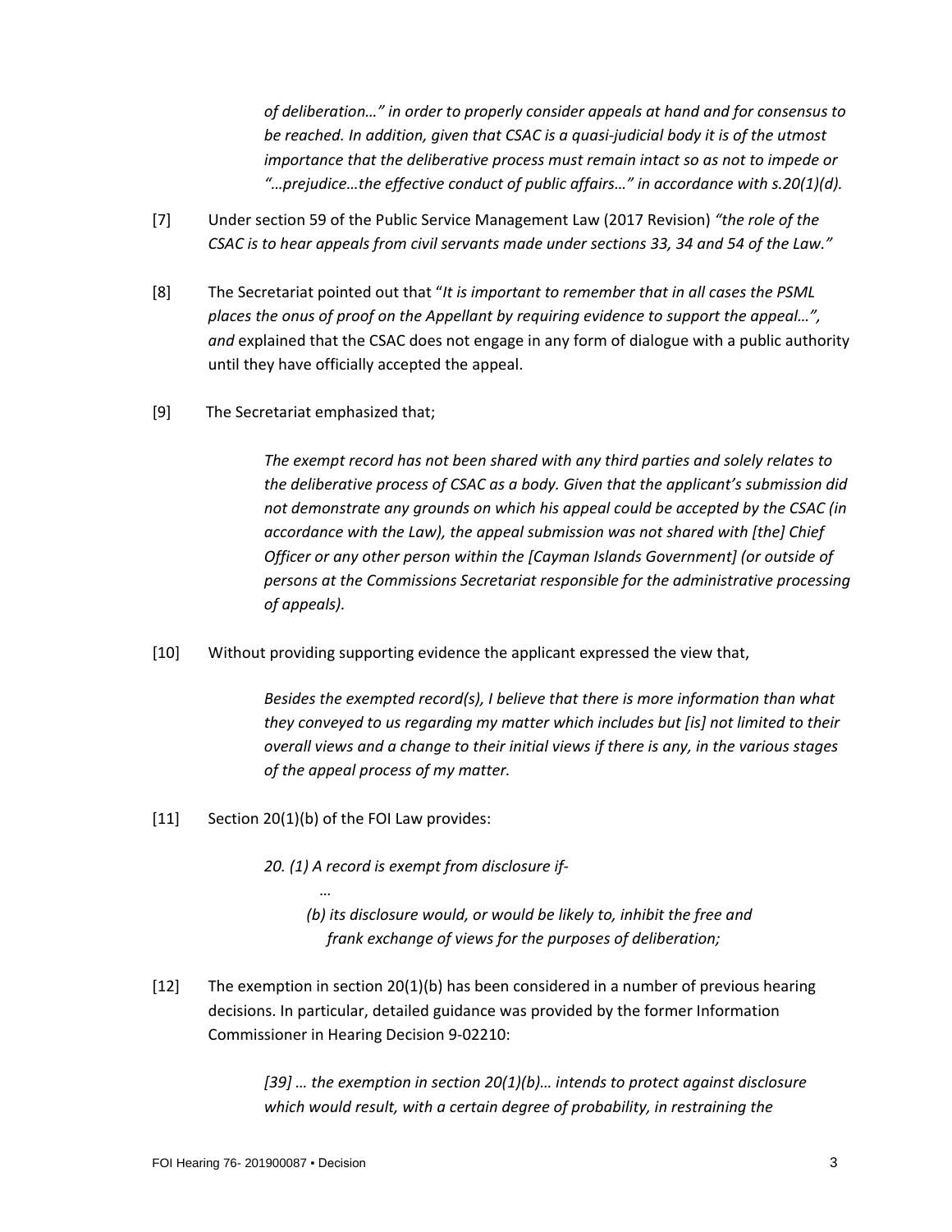*of deliberation…" in order to properly consider appeals at hand and for consensus to be reached. In addition, given that CSAC is a quasi-judicial body it is of the utmost importance that the deliberative process must remain intact so as not to impede or "…prejudice…the effective conduct of public affairs…" in accordance with s.20(1)(d).*

[7] Under section 59 of the Public Service Management Law (2017 Revision) *"the role of the CSAC is to hear appeals from civil servants made under sections 33, 34 and 54 of the Law."*

[8] The Secretariat pointed out that "*It is important to remember that in all cases the PSML places the onus of proof on the Appellant by requiring evidence to support the appeal…", and* explained that the CSAC does not engage in any form of dialogue with a public authority until they have officially accepted the appeal.

[9] The Secretariat emphasized that;

> *The exempt record has not been shared with any third parties and solely relates to the deliberative process of CSAC as a body. Given that the applicant's submission did not demonstrate any grounds on which his appeal could be accepted by the CSAC (in accordance with the Law), the appeal submission was not shared with [the] Chief Officer or any other person within the [Cayman Islands Government] (or outside of persons at the Commissions Secretariat responsible for the administrative processing of appeals).*

[10] Without providing supporting evidence the applicant expressed the view that,

> *Besides the exempted record(s), I believe that there is more information than what they conveyed to us regarding my matter which includes but [is] not limited to their overall views and a change to their initial views if there is any, in the various stages of the appeal process of my matter.*

[11] Section 20(1)(b) of the FOI Law provides:

> *20. (1) A record is exempt from disclosure if-*
>
> *…*
>
> *(b) its disclosure would, or would be likely to, inhibit the free and frank exchange of views for the purposes of deliberation;*

[12] The exemption in section 20(1)(b) has been considered in a number of previous hearing decisions. In particular, detailed guidance was provided by the former Information Commissioner in Hearing Decision 9-02210:

> *[39] … the exemption in section 20(1)(b)… intends to protect against disclosure which would result, with a certain degree of probability, in restraining the*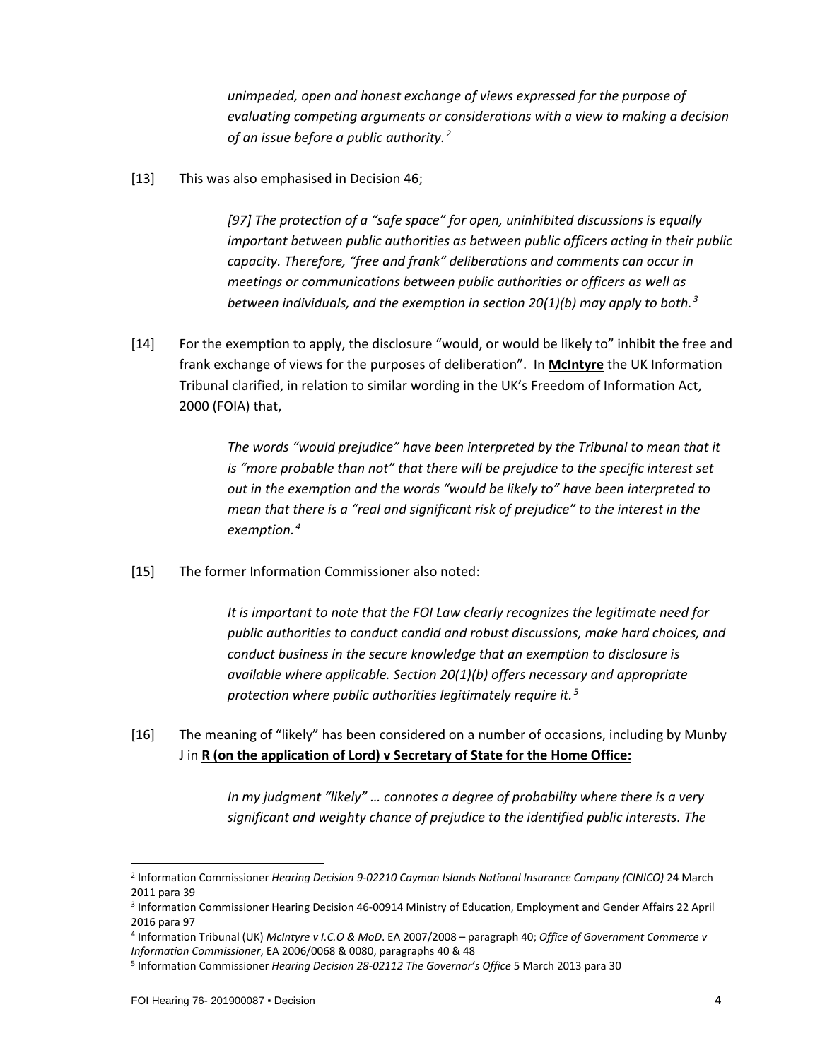*unimpeded, open and honest exchange of views expressed for the purpose of evaluating competing arguments or considerations with a view to making a decision of an issue before a public authority.*[2]

[13] This was also emphasised in Decision 46;

> *[97] The protection of a "safe space" for open, uninhibited discussions is equally important between public authorities as between public officers acting in their public capacity. Therefore, "free and frank" deliberations and comments can occur in meetings or communications between public authorities or officers as well as between individuals, and the exemption in section 20(1)(b) may apply to both.*[3]

[14] For the exemption to apply, the disclosure "would, or would be likely to" inhibit the free and frank exchange of views for the purposes of deliberation". In **McIntyre** the UK Information Tribunal clarified, in relation to similar wording in the UK's Freedom of Information Act, 2000 (FOIA) that,

> *The words "would prejudice" have been interpreted by the Tribunal to mean that it is "more probable than not" that there will be prejudice to the specific interest set out in the exemption and the words "would be likely to" have been interpreted to mean that there is a "real and significant risk of prejudice" to the interest in the exemption.*[4]

[15] The former Information Commissioner also noted:

> *It is important to note that the FOI Law clearly recognizes the legitimate need for public authorities to conduct candid and robust discussions, make hard choices, and conduct business in the secure knowledge that an exemption to disclosure is available where applicable. Section 20(1)(b) offers necessary and appropriate protection where public authorities legitimately require it.*[5]

[16] The meaning of "likely" has been considered on a number of occasions, including by Munby J in **R (on the application of Lord) v Secretary of State for the Home Office:**

> *In my judgment "likely" … connotes a degree of probability where there is a very significant and weighty chance of prejudice to the identified public interests. The*

---

[2] Information Commissioner *Hearing Decision 9-02210 Cayman Islands National Insurance Company (CINICO)* 24 March 2011 para 39

[3] Information Commissioner Hearing Decision 46-00914 Ministry of Education, Employment and Gender Affairs 22 April 2016 para 97

[4] Information Tribunal (UK) *McIntyre v I.C.O & MoD*. EA 2007/2008 – paragraph 40; *Office of Government Commerce v Information Commissioner*, EA 2006/0068 & 0080, paragraphs 40 & 48

[5] Information Commissioner *Hearing Decision 28-02112 The Governor's Office* 5 March 2013 para 30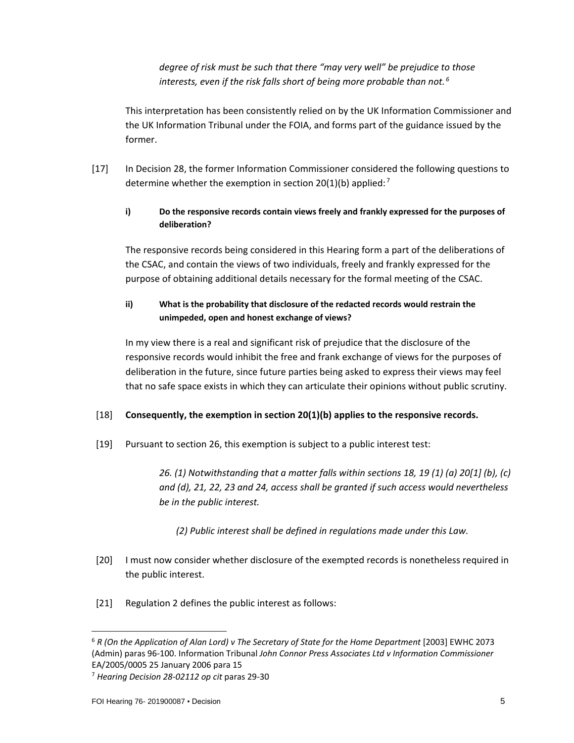> *degree of risk must be such that there "may very well" be prejudice to those interests, even if the risk falls short of being more probable than not.*[6]

This interpretation has been consistently relied on by the UK Information Commissioner and the UK Information Tribunal under the FOIA, and forms part of the guidance issued by the former.

[17] In Decision 28, the former Information Commissioner considered the following questions to determine whether the exemption in section 20(1)(b) applied:[7]

**i) Do the responsive records contain views freely and frankly expressed for the purposes of deliberation?**

The responsive records being considered in this Hearing form a part of the deliberations of the CSAC, and contain the views of two individuals, freely and frankly expressed for the purpose of obtaining additional details necessary for the formal meeting of the CSAC.

**ii) What is the probability that disclosure of the redacted records would restrain the unimpeded, open and honest exchange of views?**

In my view there is a real and significant risk of prejudice that the disclosure of the responsive records would inhibit the free and frank exchange of views for the purposes of deliberation in the future, since future parties being asked to express their views may feel that no safe space exists in which they can articulate their opinions without public scrutiny.

[18] **Consequently, the exemption in section 20(1)(b) applies to the responsive records.**

[19] Pursuant to section 26, this exemption is subject to a public interest test:

> *26. (1) Notwithstanding that a matter falls within sections 18, 19 (1) (a) 20[1] (b), (c) and (d), 21, 22, 23 and 24, access shall be granted if such access would nevertheless be in the public interest.*
>
> *(2) Public interest shall be defined in regulations made under this Law.*

[20] I must now consider whether disclosure of the exempted records is nonetheless required in the public interest.

[21] Regulation 2 defines the public interest as follows:

---

[6] *R (On the Application of Alan Lord) v The Secretary of State for the Home Department* [2003] EWHC 2073 (Admin) paras 96-100. Information Tribunal *John Connor Press Associates Ltd v Information Commissioner* EA/2005/0005 25 January 2006 para 15

[7] *Hearing Decision 28-02112 op cit* paras 29-30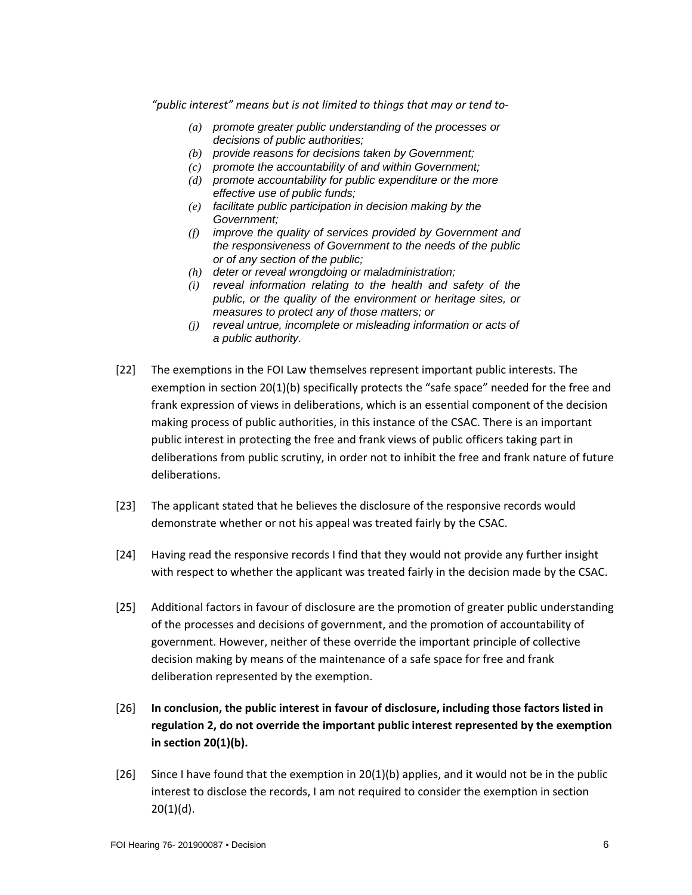*"public interest" means but is not limited to things that may or tend to-*

> *(a) promote greater public understanding of the processes or decisions of public authorities;*
> *(b) provide reasons for decisions taken by Government;*
> *(c) promote the accountability of and within Government;*
> *(d) promote accountability for public expenditure or the more effective use of public funds;*
> *(e) facilitate public participation in decision making by the Government;*
> *(f) improve the quality of services provided by Government and the responsiveness of Government to the needs of the public or of any section of the public;*
> *(h) deter or reveal wrongdoing or maladministration;*
> *(i) reveal information relating to the health and safety of the public, or the quality of the environment or heritage sites, or measures to protect any of those matters; or*
> *(j) reveal untrue, incomplete or misleading information or acts of a public authority.*

[22] The exemptions in the FOI Law themselves represent important public interests. The exemption in section 20(1)(b) specifically protects the "safe space" needed for the free and frank expression of views in deliberations, which is an essential component of the decision making process of public authorities, in this instance of the CSAC. There is an important public interest in protecting the free and frank views of public officers taking part in deliberations from public scrutiny, in order not to inhibit the free and frank nature of future deliberations.

[23] The applicant stated that he believes the disclosure of the responsive records would demonstrate whether or not his appeal was treated fairly by the CSAC.

[24] Having read the responsive records I find that they would not provide any further insight with respect to whether the applicant was treated fairly in the decision made by the CSAC.

[25] Additional factors in favour of disclosure are the promotion of greater public understanding of the processes and decisions of government, and the promotion of accountability of government. However, neither of these override the important principle of collective decision making by means of the maintenance of a safe space for free and frank deliberation represented by the exemption.

[26] **In conclusion, the public interest in favour of disclosure, including those factors listed in regulation 2, do not override the important public interest represented by the exemption in section 20(1)(b).**

[26] Since I have found that the exemption in 20(1)(b) applies, and it would not be in the public interest to disclose the records, I am not required to consider the exemption in section 20(1)(d).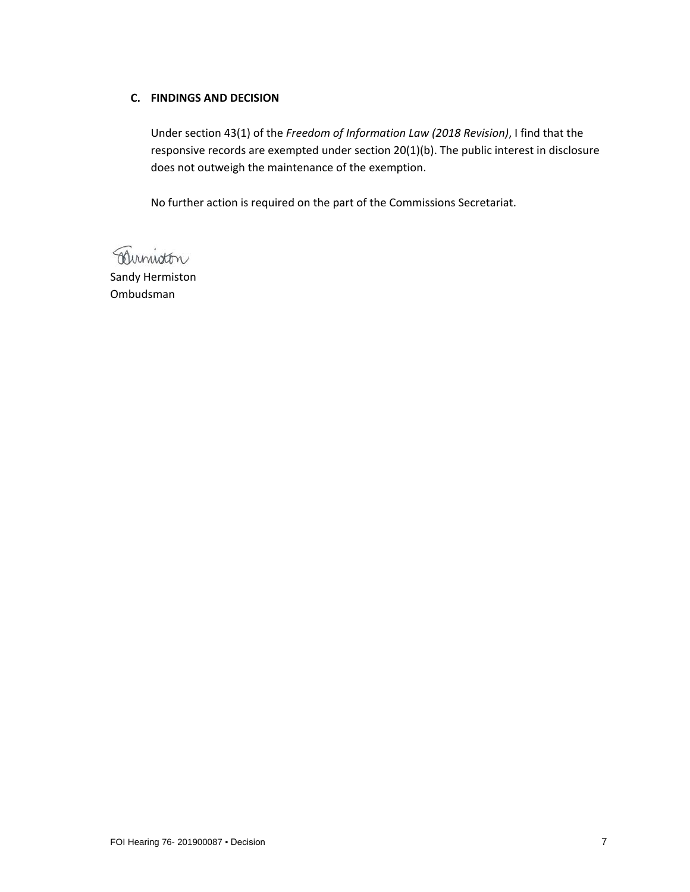## C. FINDINGS AND DECISION

Under section 43(1) of the *Freedom of Information Law (2018 Revision)*, I find that the responsive records are exempted under section 20(1)(b). The public interest in disclosure does not outweigh the maintenance of the exemption.

No further action is required on the part of the Commissions Secretariat.

Sandy Hermiston
Ombudsman